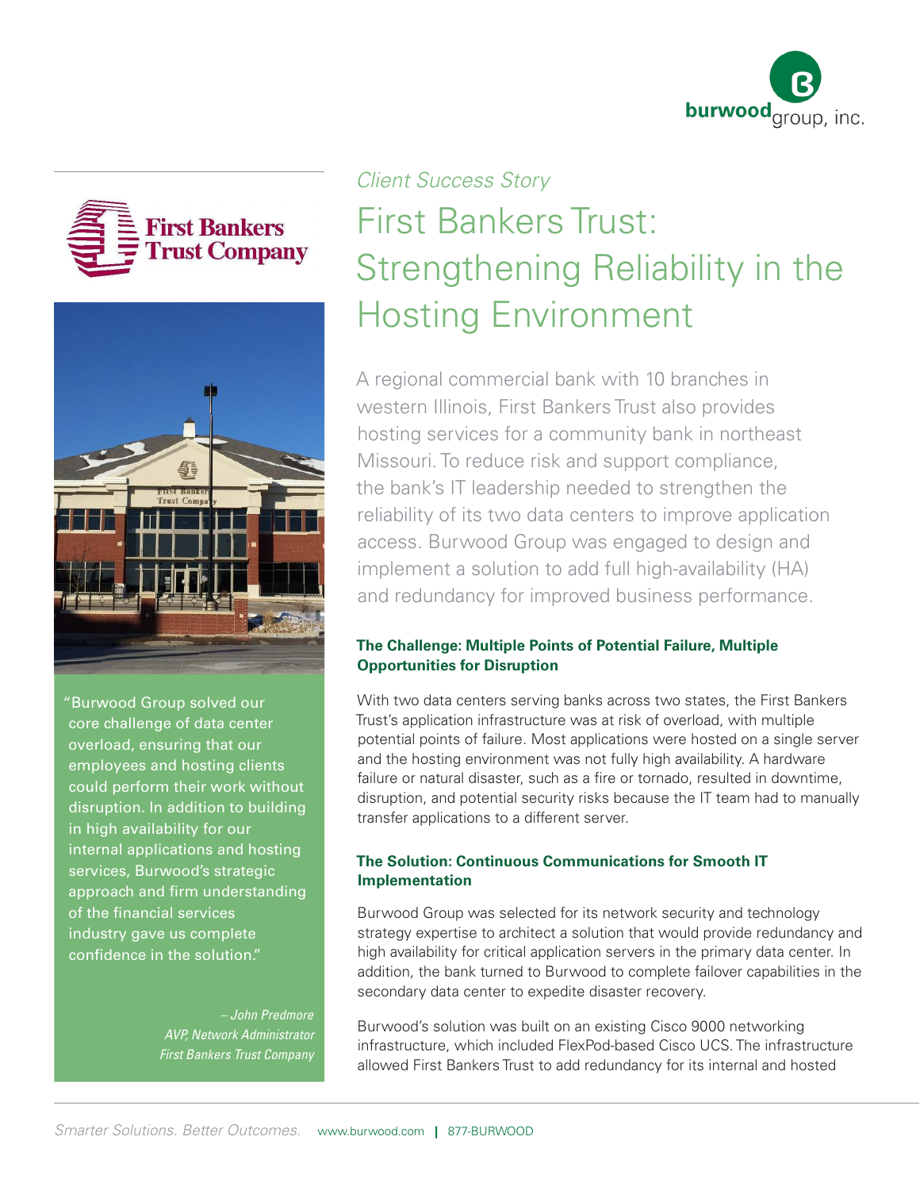*Client Success Story*

# First Bankers Trust: Strengthening Reliability in the Hosting Environment

A regional commercial bank with 10 branches in western Illinois, First Bankers Trust also provides hosting services for a community bank in northeast Missouri. To reduce risk and support compliance, the bank's IT leadership needed to strengthen the reliability of its two data centers to improve application access. Burwood Group was engaged to design and implement a solution to add full high-availability (HA) and redundancy for improved business performance.

> "Burwood Group solved our core challenge of data center overload, ensuring that our employees and hosting clients could perform their work without disruption. In addition to building in high availability for our internal applications and hosting services, Burwood's strategic approach and firm understanding of the financial services industry gave us complete confidence in the solution."
>
> *– John Predmore*
> *AVP, Network Administrator*
> *First Bankers Trust Company*

### The Challenge: Multiple Points of Potential Failure, Multiple Opportunities for Disruption

With two data centers serving banks across two states, the First Bankers Trust's application infrastructure was at risk of overload, with multiple potential points of failure. Most applications were hosted on a single server and the hosting environment was not fully high availability. A hardware failure or natural disaster, such as a fire or tornado, resulted in downtime, disruption, and potential security risks because the IT team had to manually transfer applications to a different server.

### The Solution: Continuous Communications for Smooth IT Implementation

Burwood Group was selected for its network security and technology strategy expertise to architect a solution that would provide redundancy and high availability for critical application servers in the primary data center. In addition, the bank turned to Burwood to complete failover capabilities in the secondary data center to expedite disaster recovery.

Burwood's solution was built on an existing Cisco 9000 networking infrastructure, which included FlexPod-based Cisco UCS. The infrastructure allowed First Bankers Trust to add redundancy for its internal and hosted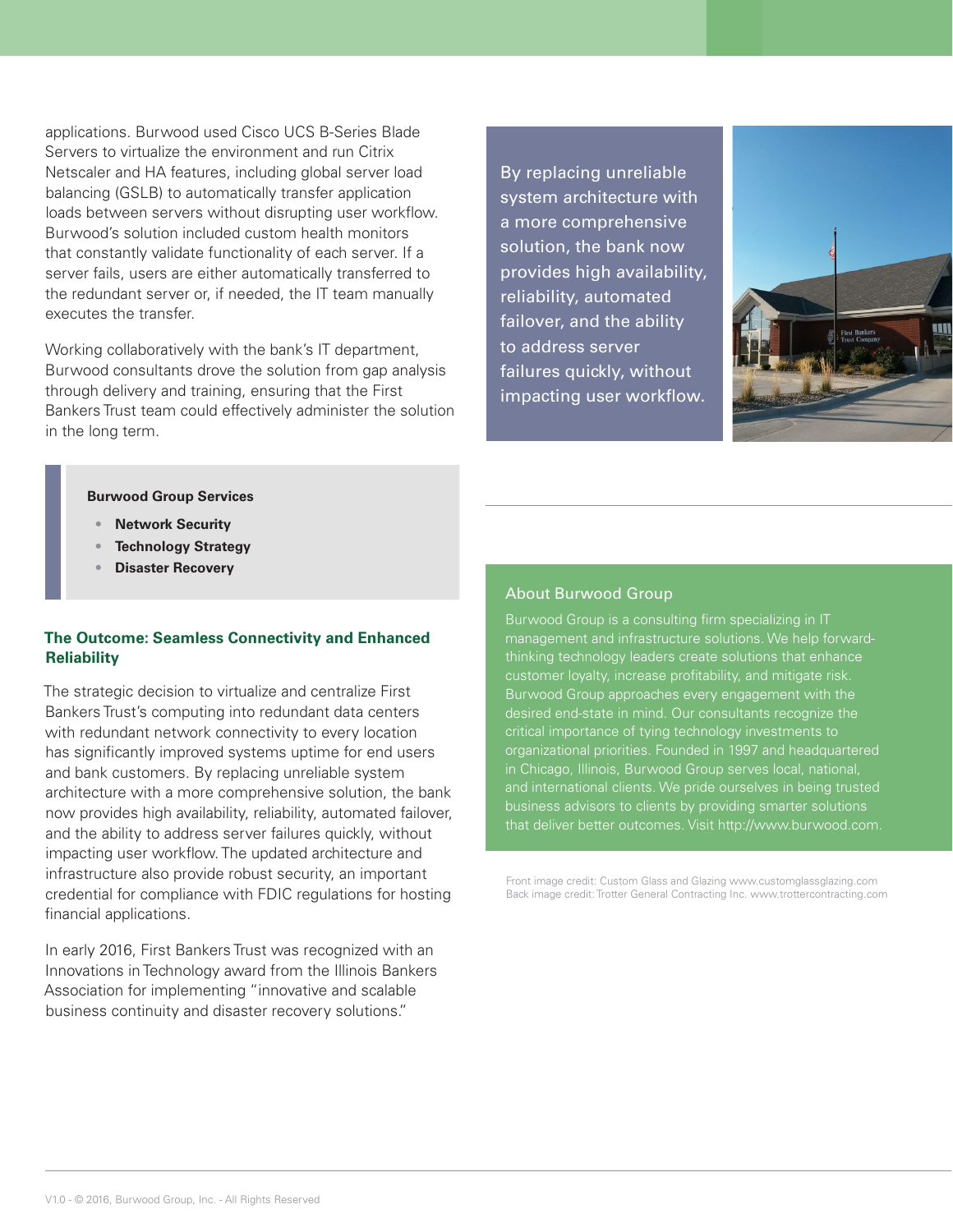applications. Burwood used Cisco UCS B-Series Blade Servers to virtualize the environment and run Citrix Netscaler and HA features, including global server load balancing (GSLB) to automatically transfer application loads between servers without disrupting user workflow. Burwood's solution included custom health monitors that constantly validate functionality of each server. If a server fails, users are either automatically transferred to the redundant server or, if needed, the IT team manually executes the transfer.

Working collaboratively with the bank's IT department, Burwood consultants drove the solution from gap analysis through delivery and training, ensuring that the First Bankers Trust team could effectively administer the solution in the long term.

**Burwood Group Services**

- **Network Security**
- **Technology Strategy**
- **Disaster Recovery**

## The Outcome: Seamless Connectivity and Enhanced Reliability

The strategic decision to virtualize and centralize First Bankers Trust's computing into redundant data centers with redundant network connectivity to every location has significantly improved systems uptime for end users and bank customers. By replacing unreliable system architecture with a more comprehensive solution, the bank now provides high availability, reliability, automated failover, and the ability to address server failures quickly, without impacting user workflow. The updated architecture and infrastructure also provide robust security, an important credential for compliance with FDIC regulations for hosting financial applications.

In early 2016, First Bankers Trust was recognized with an Innovations in Technology award from the Illinois Bankers Association for implementing "innovative and scalable business continuity and disaster recovery solutions."

By replacing unreliable system architecture with a more comprehensive solution, the bank now provides high availability, reliability, automated failover, and the ability to address server failures quickly, without impacting user workflow.

### About Burwood Group

Burwood Group is a consulting firm specializing in IT management and infrastructure solutions. We help forward-thinking technology leaders create solutions that enhance customer loyalty, increase profitability, and mitigate risk. Burwood Group approaches every engagement with the desired end-state in mind. Our consultants recognize the critical importance of tying technology investments to organizational priorities. Founded in 1997 and headquartered in Chicago, Illinois, Burwood Group serves local, national, and international clients. We pride ourselves in being trusted business advisors to clients by providing smarter solutions that deliver better outcomes. Visit http://www.burwood.com.

Front image credit: Custom Glass and Glazing www.customglassglazing.com
Back image credit: Trotter General Contracting Inc. www.trottercontracting.com

V1.0 - © 2016, Burwood Group, Inc. - All Rights Reserved